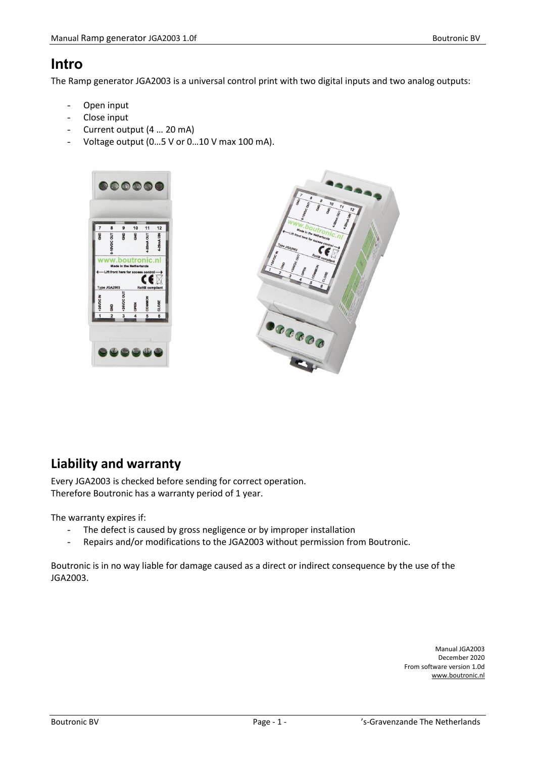# Intro

The Ramp generator JGA2003 is a universal control print with two digital inputs and two analog outputs:

- Open input
- Close input
- Current output (4 … 20 mA)
- Voltage output (0…5 V or 0…10 V max 100 mA).

## Liability and warranty

Every JGA2003 is checked before sending for correct operation.
Therefore Boutronic has a warranty period of 1 year.

The warranty expires if:

- The defect is caused by gross negligence or by improper installation
- Repairs and/or modifications to the JGA2003 without permission from Boutronic.

Boutronic is in no way liable for damage caused as a direct or indirect consequence by the use of the JGA2003.

Manual JGA2003
December 2020
From software version 1.0d
www.boutronic.nl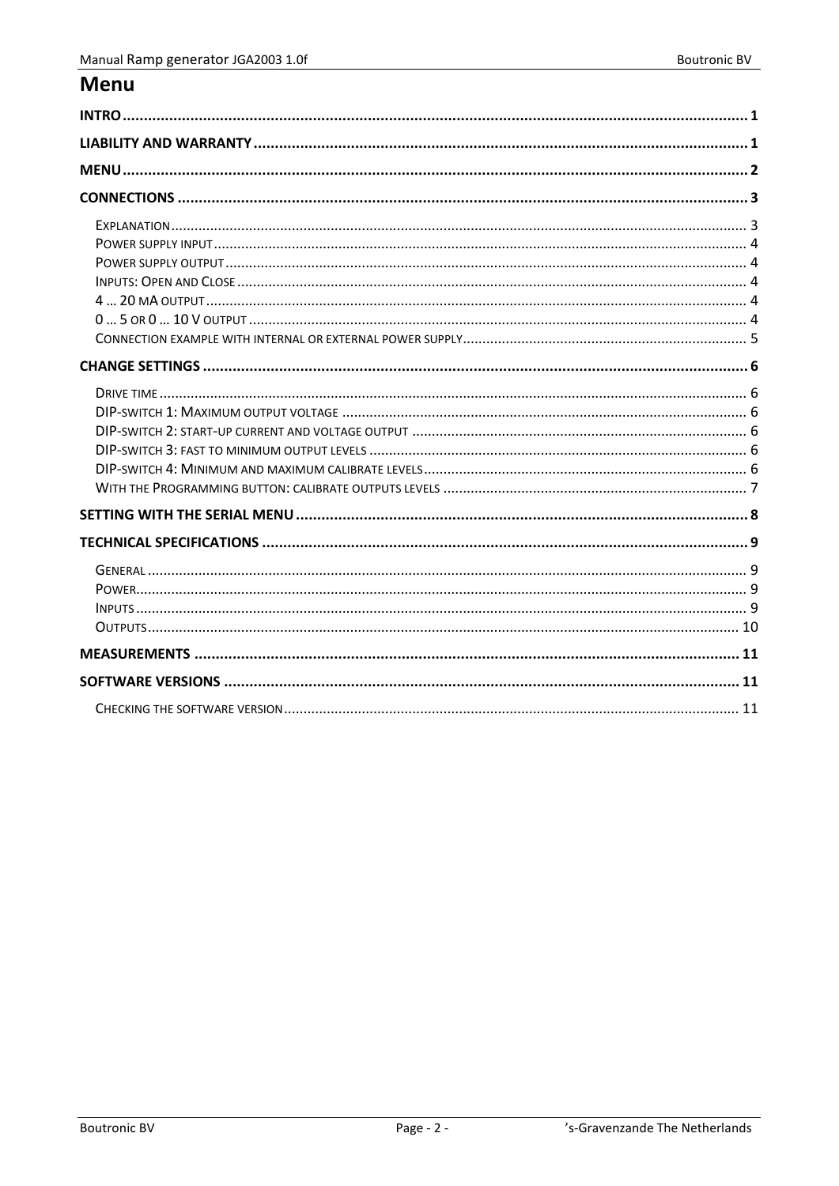# Menu

**INTRO** .......... 1

**LIABILITY AND WARRANTY** .......... 1

**MENU** .......... 2

**CONNECTIONS** .......... 3

- EXPLANATION .......... 3
- POWER SUPPLY INPUT .......... 4
- POWER SUPPLY OUTPUT .......... 4
- INPUTS: OPEN AND CLOSE .......... 4
- 4 … 20 MA OUTPUT .......... 4
- 0 … 5 OR 0 … 10 V OUTPUT .......... 4
- CONNECTION EXAMPLE WITH INTERNAL OR EXTERNAL POWER SUPPLY .......... 5

**CHANGE SETTINGS** .......... 6

- DRIVE TIME .......... 6
- DIP-SWITCH 1: MAXIMUM OUTPUT VOLTAGE .......... 6
- DIP-SWITCH 2: START-UP CURRENT AND VOLTAGE OUTPUT .......... 6
- DIP-SWITCH 3: FAST TO MINIMUM OUTPUT LEVELS .......... 6
- DIP-SWITCH 4: MINIMUM AND MAXIMUM CALIBRATE LEVELS .......... 6
- WITH THE PROGRAMMING BUTTON: CALIBRATE OUTPUTS LEVELS .......... 7

**SETTING WITH THE SERIAL MENU** .......... 8

**TECHNICAL SPECIFICATIONS** .......... 9

- GENERAL .......... 9
- POWER .......... 9
- INPUTS .......... 9
- OUTPUTS .......... 10

**MEASUREMENTS** .......... 11

**SOFTWARE VERSIONS** .......... 11

- CHECKING THE SOFTWARE VERSION .......... 11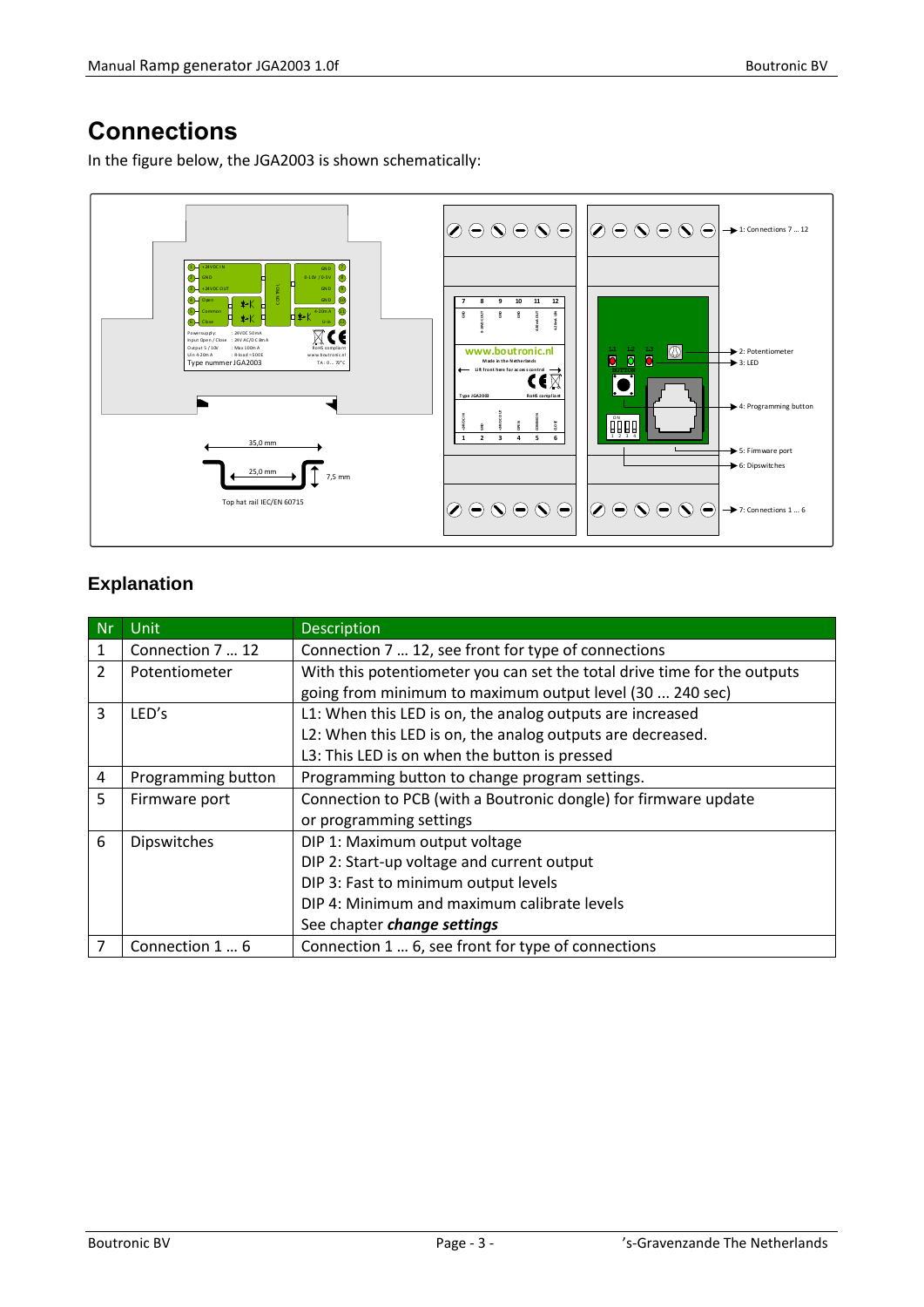# Connections

In the figure below, the JGA2003 is shown schematically:

## Explanation

| Nr | Unit | Description |
|---|---|---|
| 1 | Connection 7 … 12 | Connection 7 … 12, see front for type of connections |
| 2 | Potentiometer | With this potentiometer you can set the total drive time for the outputs going from minimum to maximum output level (30 ... 240 sec) |
| 3 | LED's | L1: When this LED is on, the analog outputs are increased<br>L2: When this LED is on, the analog outputs are decreased.<br>L3: This LED is on when the button is pressed |
| 4 | Programming button | Programming button to change program settings. |
| 5 | Firmware port | Connection to PCB (with a Boutronic dongle) for firmware update or programming settings |
| 6 | Dipswitches | DIP 1: Maximum output voltage<br>DIP 2: Start-up voltage and current output<br>DIP 3: Fast to minimum output levels<br>DIP 4: Minimum and maximum calibrate levels<br>See chapter ***change settings*** |
| 7 | Connection 1 … 6 | Connection 1 … 6, see front for type of connections |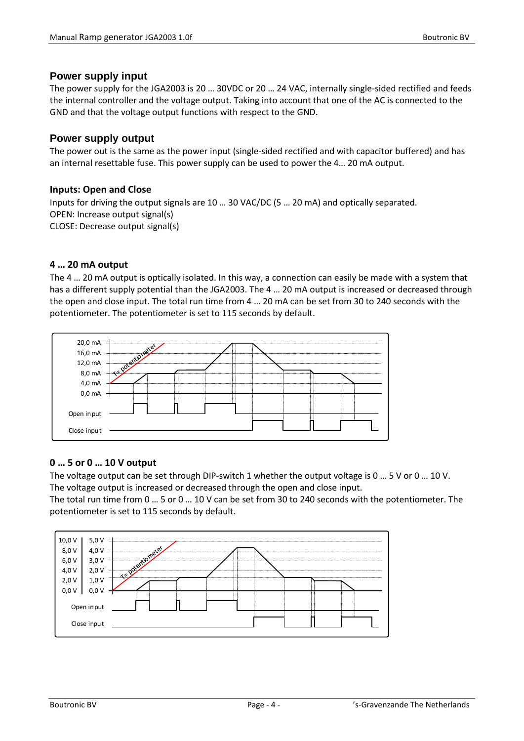## Power supply input

The power supply for the JGA2003 is 20 … 30VDC or 20 … 24 VAC, internally single-sided rectified and feeds the internal controller and the voltage output. Taking into account that one of the AC is connected to the GND and that the voltage output functions with respect to the GND.

## Power supply output

The power out is the same as the power input (single-sided rectified and with capacitor buffered) and has an internal resettable fuse. This power supply can be used to power the 4… 20 mA output.

### Inputs: Open and Close

Inputs for driving the output signals are 10 … 30 VAC/DC (5 … 20 mA) and optically separated.
OPEN: Increase output signal(s)
CLOSE: Decrease output signal(s)

### 4 … 20 mA output

The 4 … 20 mA output is optically isolated. In this way, a connection can easily be made with a system that has a different supply potential than the JGA2003. The 4 … 20 mA output is increased or decreased through the open and close input. The total run time from 4 … 20 mA can be set from 30 to 240 seconds with the potentiometer. The potentiometer is set to 115 seconds by default.

### 0 … 5 or 0 … 10 V output

The voltage output can be set through DIP-switch 1 whether the output voltage is 0 … 5 V or 0 … 10 V. The voltage output is increased or decreased through the open and close input.
The total run time from 0 … 5 or 0 … 10 V can be set from 30 to 240 seconds with the potentiometer. The potentiometer is set to 115 seconds by default.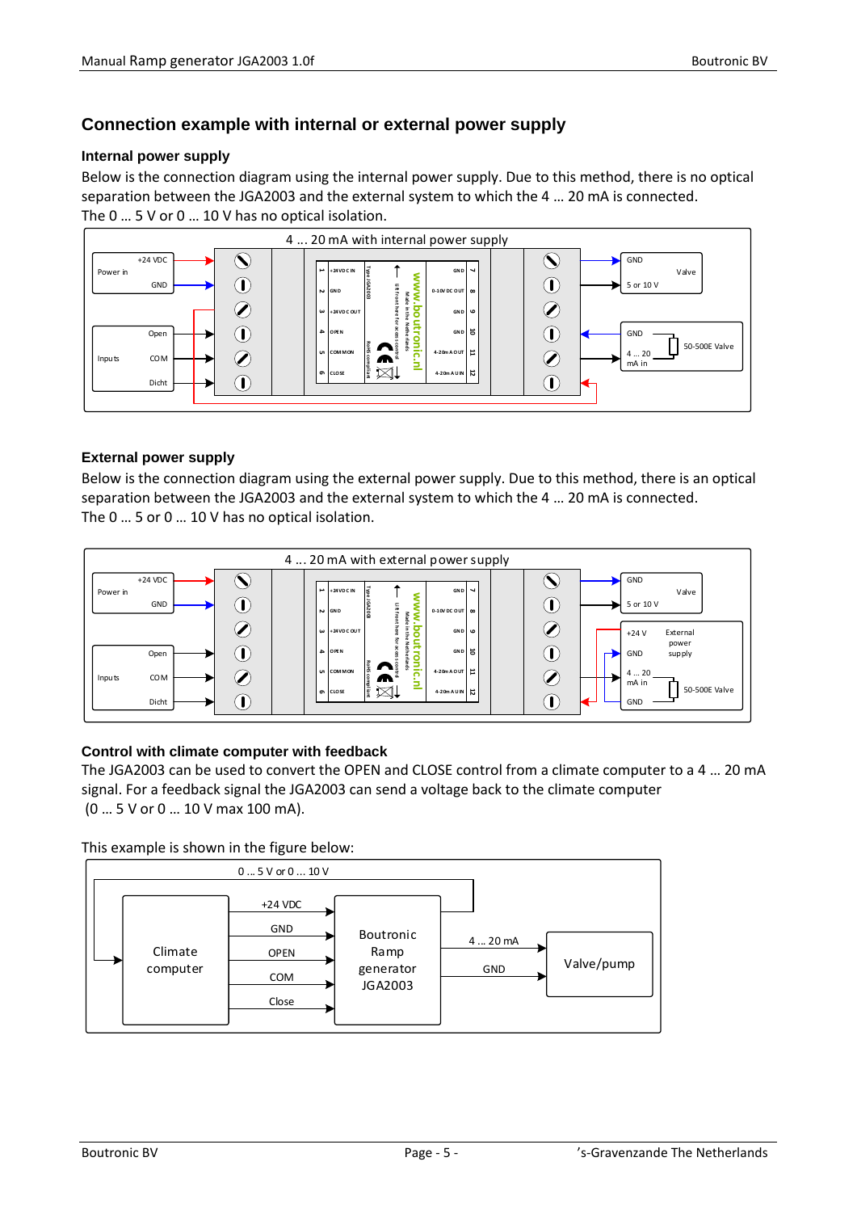## Connection example with internal or external power supply

### Internal power supply

Below is the connection diagram using the internal power supply. Due to this method, there is no optical separation between the JGA2003 and the external system to which the 4 … 20 mA is connected.
The 0 … 5 V or 0 … 10 V has no optical isolation.

### External power supply

Below is the connection diagram using the external power supply. Due to this method, there is an optical separation between the JGA2003 and the external system to which the 4 … 20 mA is connected.
The 0 … 5 or 0 … 10 V has no optical isolation.

### Control with climate computer with feedback

The JGA2003 can be used to convert the OPEN and CLOSE control from a climate computer to a 4 … 20 mA signal. For a feedback signal the JGA2003 can send a voltage back to the climate computer
(0 … 5 V or 0 … 10 V max 100 mA).

This example is shown in the figure below: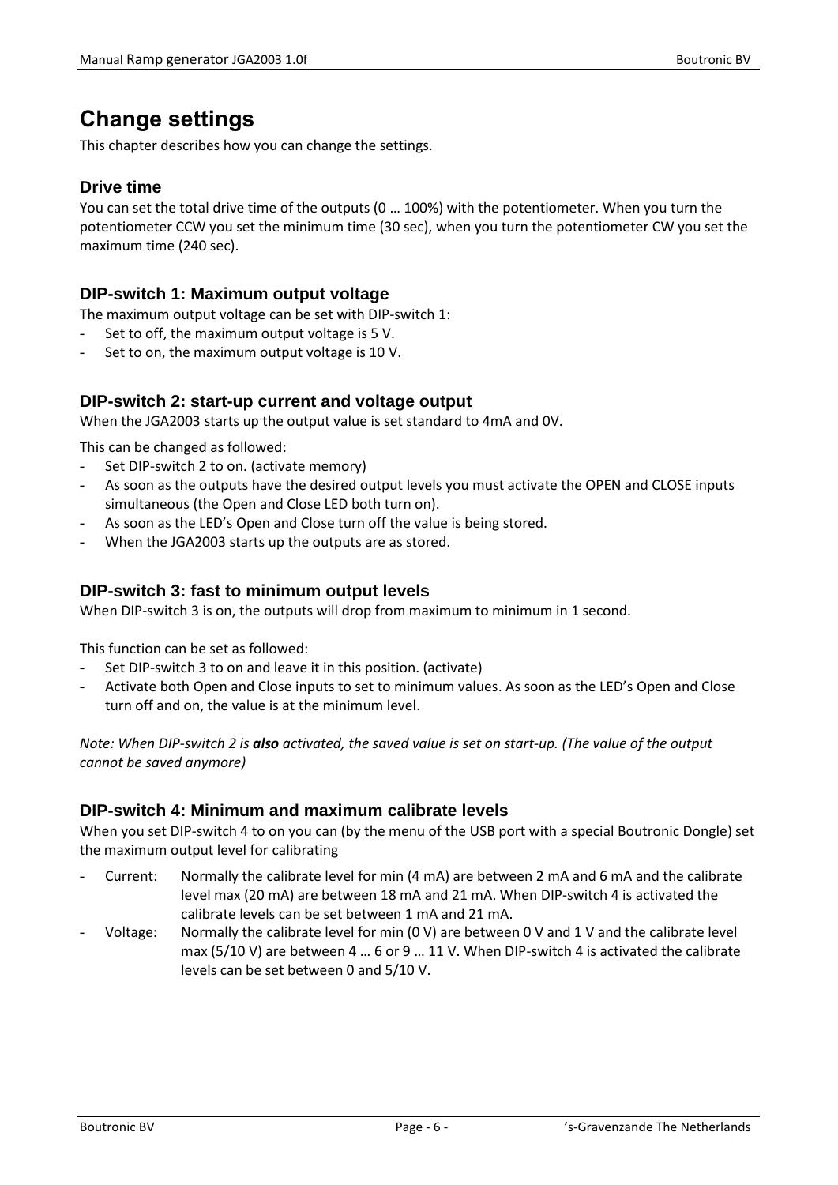# Change settings

This chapter describes how you can change the settings.

## Drive time

You can set the total drive time of the outputs (0 … 100%) with the potentiometer. When you turn the potentiometer CCW you set the minimum time (30 sec), when you turn the potentiometer CW you set the maximum time (240 sec).

## DIP-switch 1: Maximum output voltage

The maximum output voltage can be set with DIP-switch 1:

- Set to off, the maximum output voltage is 5 V.
- Set to on, the maximum output voltage is 10 V.

## DIP-switch 2: start-up current and voltage output

When the JGA2003 starts up the output value is set standard to 4mA and 0V.

This can be changed as followed:

- Set DIP-switch 2 to on. (activate memory)
- As soon as the outputs have the desired output levels you must activate the OPEN and CLOSE inputs simultaneous (the Open and Close LED both turn on).
- As soon as the LED's Open and Close turn off the value is being stored.
- When the JGA2003 starts up the outputs are as stored.

## DIP-switch 3: fast to minimum output levels

When DIP-switch 3 is on, the outputs will drop from maximum to minimum in 1 second.

This function can be set as followed:

- Set DIP-switch 3 to on and leave it in this position. (activate)
- Activate both Open and Close inputs to set to minimum values. As soon as the LED's Open and Close turn off and on, the value is at the minimum level.

*Note: When DIP-switch 2 is **also** activated, the saved value is set on start-up. (The value of the output cannot be saved anymore)*

## DIP-switch 4: Minimum and maximum calibrate levels

When you set DIP-switch 4 to on you can (by the menu of the USB port with a special Boutronic Dongle) set the maximum output level for calibrating

- Current: Normally the calibrate level for min (4 mA) are between 2 mA and 6 mA and the calibrate level max (20 mA) are between 18 mA and 21 mA. When DIP-switch 4 is activated the calibrate levels can be set between 1 mA and 21 mA.
- Voltage: Normally the calibrate level for min (0 V) are between 0 V and 1 V and the calibrate level max (5/10 V) are between 4 … 6 or 9 … 11 V. When DIP-switch 4 is activated the calibrate levels can be set between 0 and 5/10 V.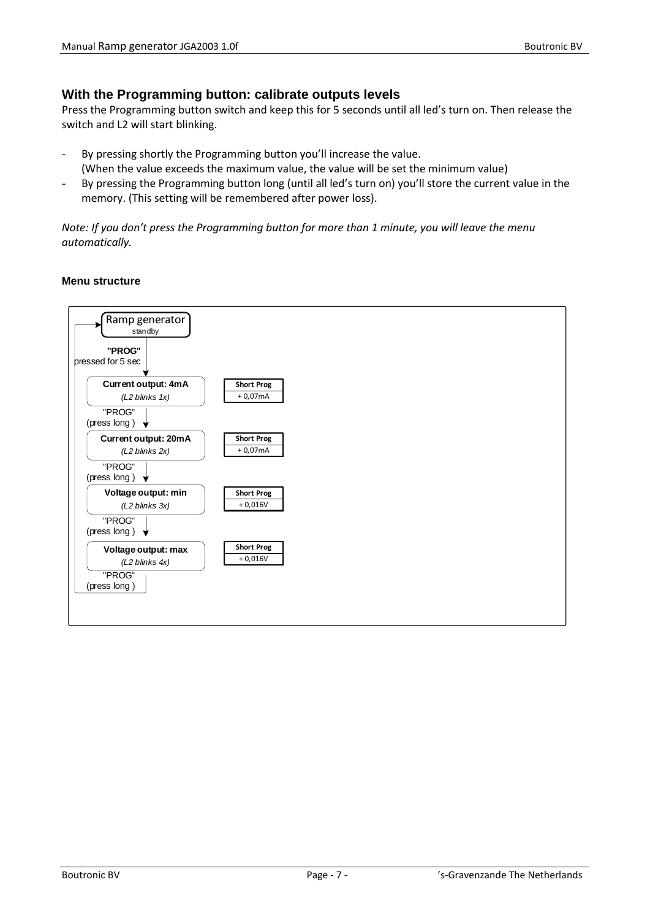## With the Programming button: calibrate outputs levels

Press the Programming button switch and keep this for 5 seconds until all led's turn on. Then release the switch and L2 will start blinking.

- By pressing shortly the Programming button you'll increase the value.
  (When the value exceeds the maximum value, the value will be set the minimum value)
- By pressing the Programming button long (until all led's turn on) you'll store the current value in the memory. (This setting will be remembered after power loss).

*Note: If you don't press the Programming button for more than 1 minute, you will leave the menu automatically.*

### Menu structure

Ramp generator
standby

**"PROG"**
pressed for 5 sec

| Menu item | Short Prog |
|---|---|
| **Current output: 4mA** *(L2 blinks 1x)* | + 0,07mA |
| "PROG" (press long ) ↓ | |
| **Current output: 20mA** *(L2 blinks 2x)* | + 0,07mA |
| "PROG" (press long ) ↓ | |
| **Voltage output: min** *(L2 blinks 3x)* | + 0,016V |
| "PROG" (press long ) ↓ | |
| **Voltage output: max** *(L2 blinks 4x)* | + 0,016V |
| "PROG" (press long ) → back to Ramp generator standby | |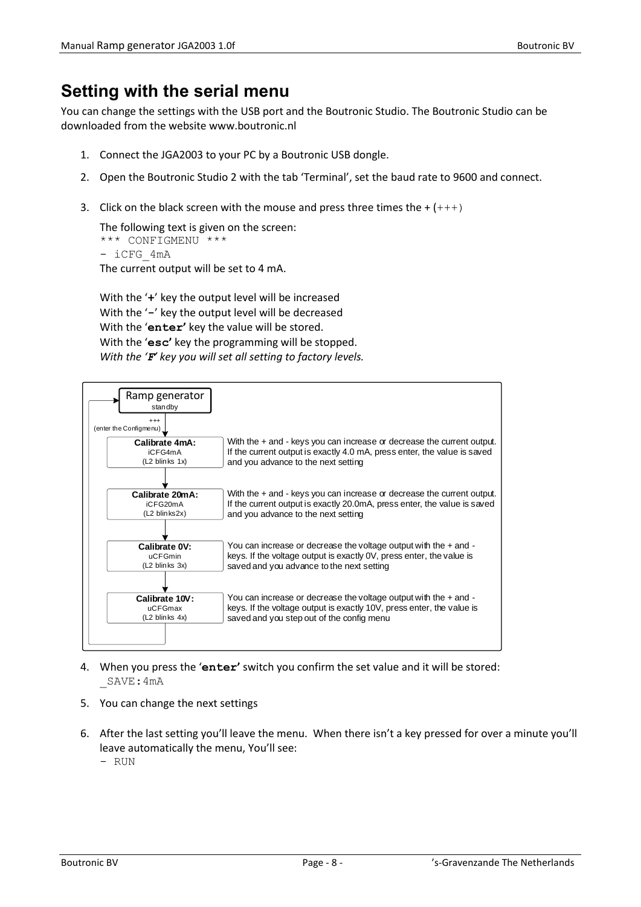# Setting with the serial menu

You can change the settings with the USB port and the Boutronic Studio. The Boutronic Studio can be downloaded from the website www.boutronic.nl

1. Connect the JGA2003 to your PC by a Boutronic USB dongle.

2. Open the Boutronic Studio 2 with the tab 'Terminal', set the baud rate to 9600 and connect.

3. Click on the black screen with the mouse and press three times the + (+++)

   The following text is given on the screen:
   `*** CONFIGMENU ***`
   `- iCFG_4mA`
   The current output will be set to 4 mA.

   With the '**+**' key the output level will be increased
   With the '**-**' key the output level will be decreased
   With the '**enter**' key the value will be stored.
   With the '**esc**' key the programming will be stopped.
   *With the '**F**' key you will set all setting to factory levels.*

Ramp generator
standby

+++
(enter the Configmenu)

| Step | Description |
|---|---|
| **Calibrate 4mA:** iCFG4mA (L2 blinks 1x) | With the + and - keys you can increase or decrease the current output. If the current output is exactly 4.0 mA, press enter, the value is saved and you advance to the next setting |
| **Calibrate 20mA:** iCFG20mA (L2 blinks2x) | With the + and - keys you can increase or decrease the current output. If the current output is exactly 20.0mA, press enter, the value is saved and you advance to the next setting |
| **Calibrate 0V:** uCFGmin (L2 blinks 3x) | You can increase or decrease the voltage output with the + and - keys. If the voltage output is exactly 0V, press enter, the value is saved and you advance to the next setting |
| **Calibrate 10V:** uCFGmax (L2 blinks 4x) | You can increase or decrease the voltage output with the + and - keys. If the voltage output is exactly 10V, press enter, the value is saved and you step out of the config menu |

4. When you press the '**enter**' switch you confirm the set value and it will be stored:
   `_SAVE:4mA`

5. You can change the next settings

6. After the last setting you'll leave the menu. When there isn't a key pressed for over a minute you'll leave automatically the menu, You'll see:
   `- RUN`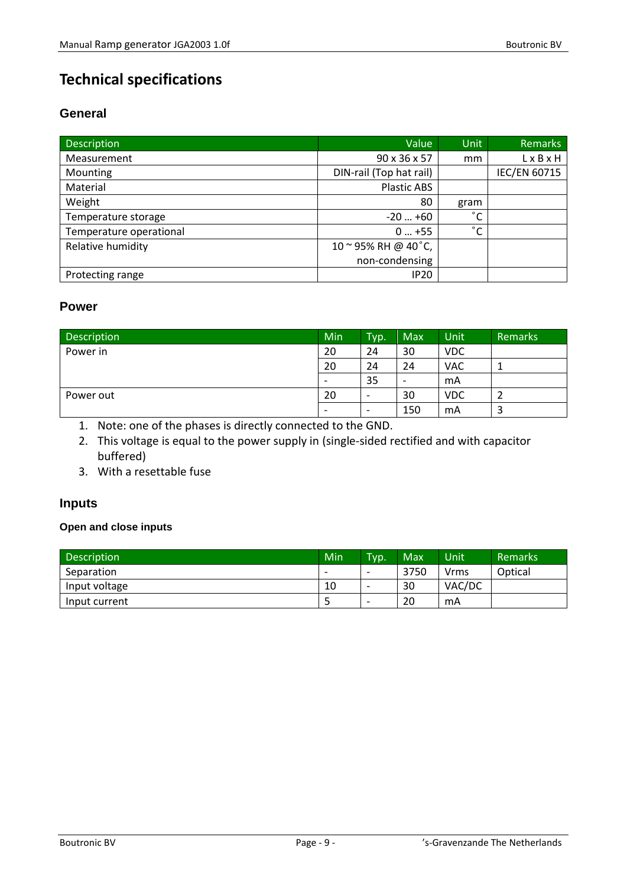# Technical specifications

## General

| Description | Value | Unit | Remarks |
|---|---|---|---|
| Measurement | 90 x 36 x 57 | mm | L x B x H |
| Mounting | DIN-rail (Top hat rail) | | IEC/EN 60715 |
| Material | Plastic ABS | | |
| Weight | 80 | gram | |
| Temperature storage | -20 … +60 | ˚C | |
| Temperature operational | 0 … +55 | ˚C | |
| Relative humidity | 10 ~ 95% RH @ 40˚C, non-condensing | | |
| Protecting range | IP20 | | |

## Power

| Description | Min | Typ. | Max | Unit | Remarks |
|---|---|---|---|---|---|
| Power in | 20 | 24 | 30 | VDC | |
| | 20 | 24 | 24 | VAC | 1 |
| | - | 35 | - | mA | |
| Power out | 20 | - | 30 | VDC | 2 |
| | - | - | 150 | mA | 3 |

1. Note: one of the phases is directly connected to the GND.
2. This voltage is equal to the power supply in (single-sided rectified and with capacitor buffered)
3. With a resettable fuse

## Inputs

### Open and close inputs

| Description | Min | Typ. | Max | Unit | Remarks |
|---|---|---|---|---|---|
| Separation | - | - | 3750 | Vrms | Optical |
| Input voltage | 10 | - | 30 | VAC/DC | |
| Input current | 5 | - | 20 | mA | |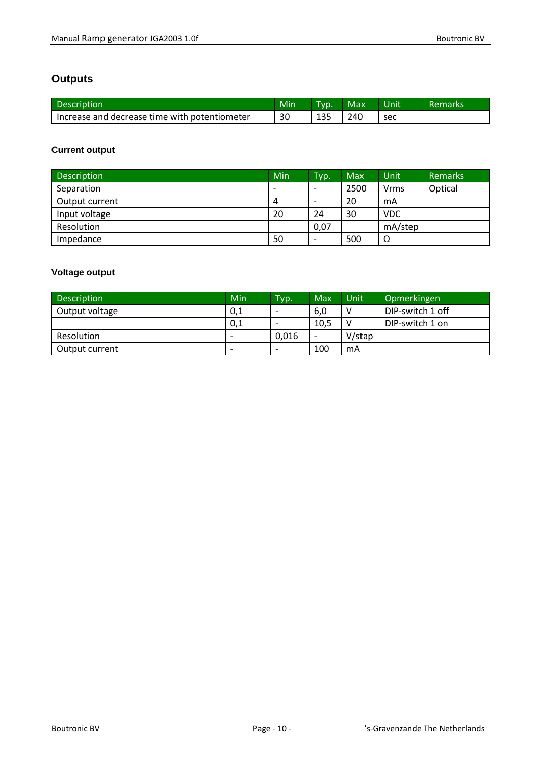## Outputs

| Description | Min | Typ. | Max | Unit | Remarks |
|---|---|---|---|---|---|
| Increase and decrease time with potentiometer | 30 | 135 | 240 | sec | |

### Current output

| Description | Min | Typ. | Max | Unit | Remarks |
|---|---|---|---|---|---|
| Separation | - | - | 2500 | Vrms | Optical |
| Output current | 4 | - | 20 | mA | |
| Input voltage | 20 | 24 | 30 | VDC | |
| Resolution | | 0,07 | | mA/step | |
| Impedance | 50 | - | 500 | Ω | |

### Voltage output

| Description | Min | Typ. | Max | Unit | Opmerkingen |
|---|---|---|---|---|---|
| Output voltage | 0,1 | - | 6,0 | V | DIP-switch 1 off |
| | 0,1 | - | 10,5 | V | DIP-switch 1 on |
| Resolution | - | 0,016 | - | V/stap | |
| Output current | - | - | 100 | mA | |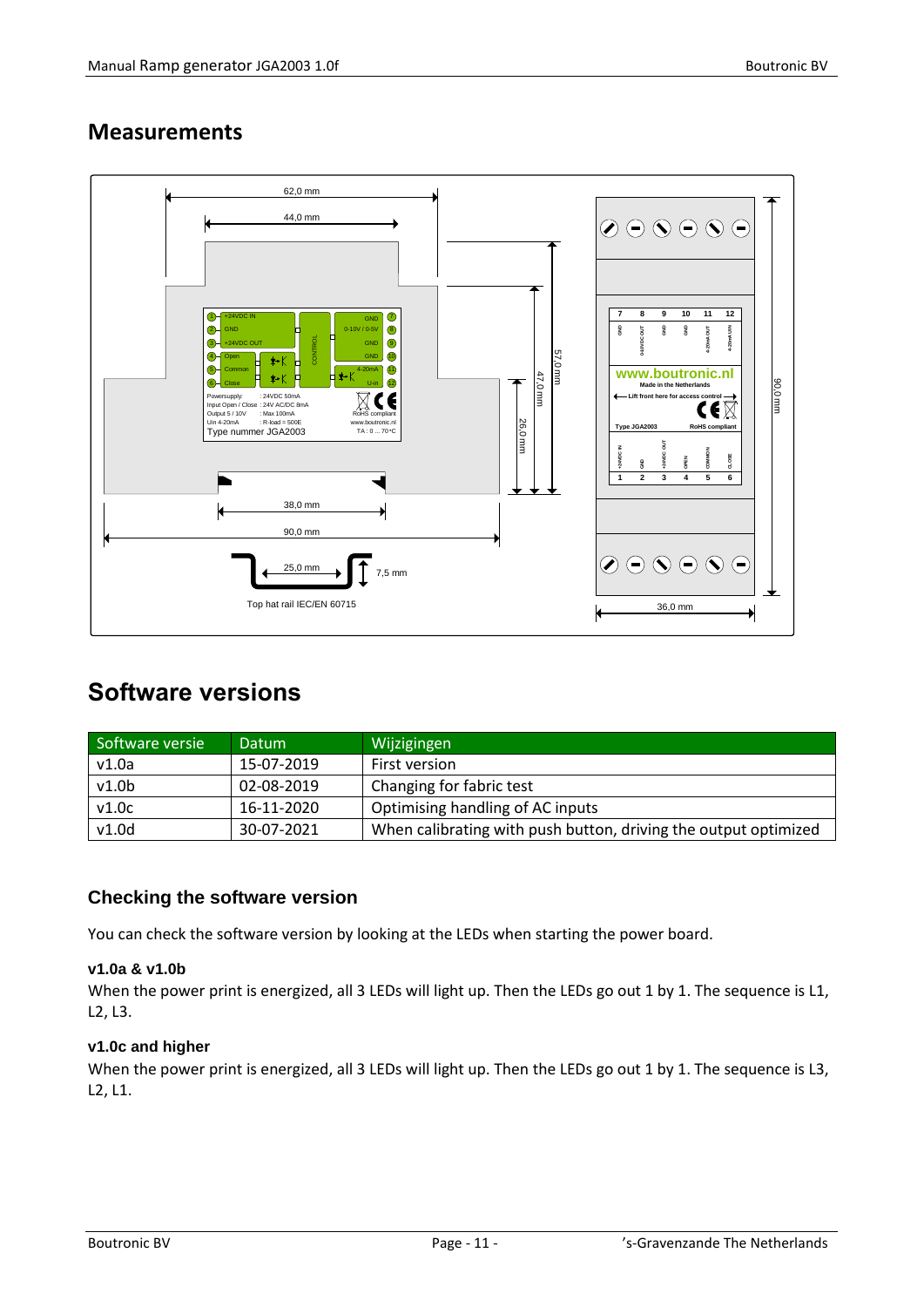## Measurements

62,0 mm
44,0 mm
57,0 mm
47,0 mm
26,0 mm
38,0 mm
90,0 mm
25,0 mm
7,5 mm
Top hat rail IEC/EN 60715
90,0 mm
36,0 mm

1 +24VDC IN
2 GND
3 +24VDC OUT
4 Open
5 Common
6 Close
CONTROL
7 GND
8 0-10V / 0-5V
9 GND
10 GND
11 4-20mA
12 U-in

Powersupply: : 24VDC 50mA
Input Open / Close : 24V AC/DC 8mA
Output 5 / 10V : Max 100mA
Uin 4-20mA : R-load = 500E
Type nummer JGA2003
RoHS compliant
www.boutronic.nl
TA : 0 ... 70 °C

7 8 9 10 11 12
GND 0-10V/DC OUT GND GND 4-20mA OUT 4-20mA U-IN
www.boutronic.nl
Made in the Netherlands
Lift front here for access control
Type JGA2003
RoHS compliant
+24VDC IN GND +24VDC OUT OPEN COMMON CLOSE
1 2 3 4 5 6

# Software versions

| Software versie | Datum | Wijzigingen |
|---|---|---|
| v1.0a | 15-07-2019 | First version |
| v1.0b | 02-08-2019 | Changing for fabric test |
| v1.0c | 16-11-2020 | Optimising handling of AC inputs |
| v1.0d | 30-07-2021 | When calibrating with push button, driving the output optimized |

### Checking the software version

You can check the software version by looking at the LEDs when starting the power board.

#### v1.0a & v1.0b

When the power print is energized, all 3 LEDs will light up. Then the LEDs go out 1 by 1. The sequence is L1, L2, L3.

#### v1.0c and higher

When the power print is energized, all 3 LEDs will light up. Then the LEDs go out 1 by 1. The sequence is L3, L2, L1.